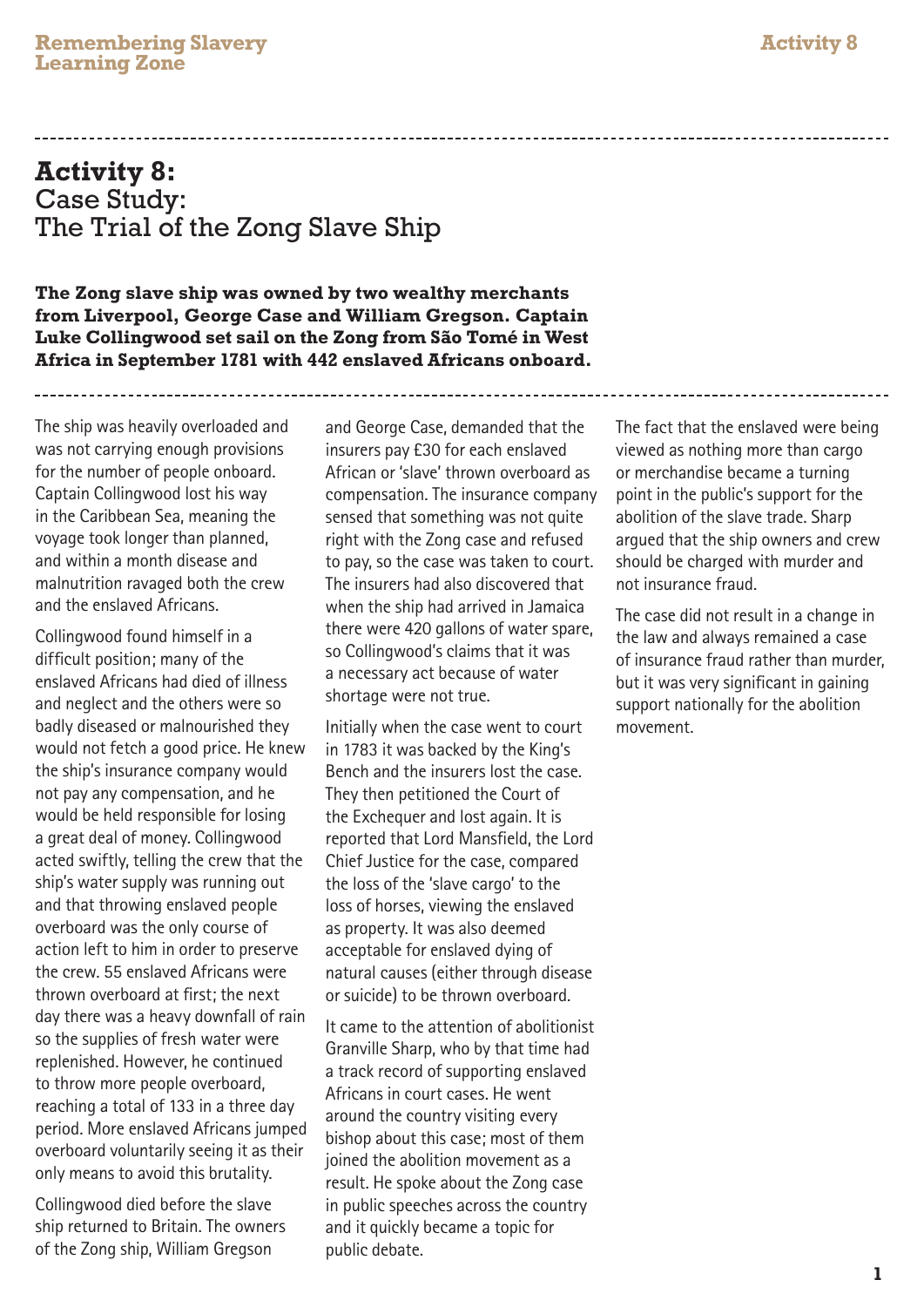# Activity 8:
## Case Study: The Trial of the Zong Slave Ship

**The Zong slave ship was owned by two wealthy merchants from Liverpool, George Case and William Gregson. Captain Luke Collingwood set sail on the Zong from São Tomé in West Africa in September 1781 with 442 enslaved Africans onboard.**

The ship was heavily overloaded and was not carrying enough provisions for the number of people onboard. Captain Collingwood lost his way in the Caribbean Sea, meaning the voyage took longer than planned, and within a month disease and malnutrition ravaged both the crew and the enslaved Africans.

Collingwood found himself in a difficult position; many of the enslaved Africans had died of illness and neglect and the others were so badly diseased or malnourished they would not fetch a good price. He knew the ship's insurance company would not pay any compensation, and he would be held responsible for losing a great deal of money. Collingwood acted swiftly, telling the crew that the ship's water supply was running out and that throwing enslaved people overboard was the only course of action left to him in order to preserve the crew. 55 enslaved Africans were thrown overboard at first; the next day there was a heavy downfall of rain so the supplies of fresh water were replenished. However, he continued to throw more people overboard, reaching a total of 133 in a three day period. More enslaved Africans jumped overboard voluntarily seeing it as their only means to avoid this brutality.

Collingwood died before the slave ship returned to Britain. The owners of the Zong ship, William Gregson and George Case, demanded that the insurers pay £30 for each enslaved African or 'slave' thrown overboard as compensation. The insurance company sensed that something was not quite right with the Zong case and refused to pay, so the case was taken to court. The insurers had also discovered that when the ship had arrived in Jamaica there were 420 gallons of water spare, so Collingwood's claims that it was a necessary act because of water shortage were not true.

Initially when the case went to court in 1783 it was backed by the King's Bench and the insurers lost the case. They then petitioned the Court of the Exchequer and lost again. It is reported that Lord Mansfield, the Lord Chief Justice for the case, compared the loss of the 'slave cargo' to the loss of horses, viewing the enslaved as property. It was also deemed acceptable for enslaved dying of natural causes (either through disease or suicide) to be thrown overboard.

It came to the attention of abolitionist Granville Sharp, who by that time had a track record of supporting enslaved Africans in court cases. He went around the country visiting every bishop about this case; most of them joined the abolition movement as a result. He spoke about the Zong case in public speeches across the country and it quickly became a topic for public debate.

The fact that the enslaved were being viewed as nothing more than cargo or merchandise became a turning point in the public's support for the abolition of the slave trade. Sharp argued that the ship owners and crew should be charged with murder and not insurance fraud.

The case did not result in a change in the law and always remained a case of insurance fraud rather than murder, but it was very significant in gaining support nationally for the abolition movement.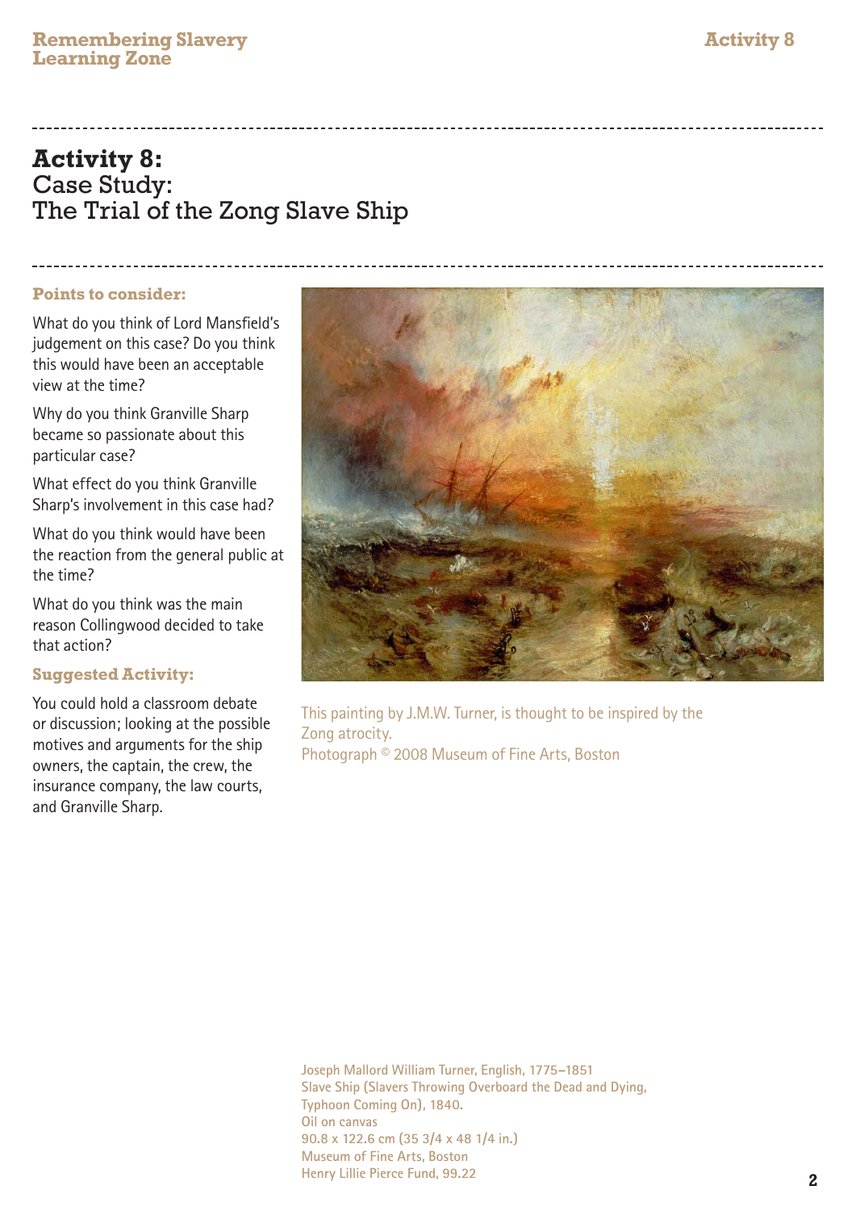# Activity 8:
## Case Study:
## The Trial of the Zong Slave Ship

### Points to consider:

What do you think of Lord Mansfield's judgement on this case? Do you think this would have been an acceptable view at the time?

Why do you think Granville Sharp became so passionate about this particular case?

What effect do you think Granville Sharp's involvement in this case had?

What do you think would have been the reaction from the general public at the time?

What do you think was the main reason Collingwood decided to take that action?

### Suggested Activity:

You could hold a classroom debate or discussion; looking at the possible motives and arguments for the ship owners, the captain, the crew, the insurance company, the law courts, and Granville Sharp.

This painting by J.M.W. Turner, is thought to be inspired by the Zong atrocity.
Photograph © 2008 Museum of Fine Arts, Boston

Joseph Mallord William Turner, English, 1775–1851
Slave Ship (Slavers Throwing Overboard the Dead and Dying, Typhoon Coming On), 1840.
Oil on canvas
90.8 x 122.6 cm (35 3/4 x 48 1/4 in.)
Museum of Fine Arts, Boston
Henry Lillie Pierce Fund, 99.22